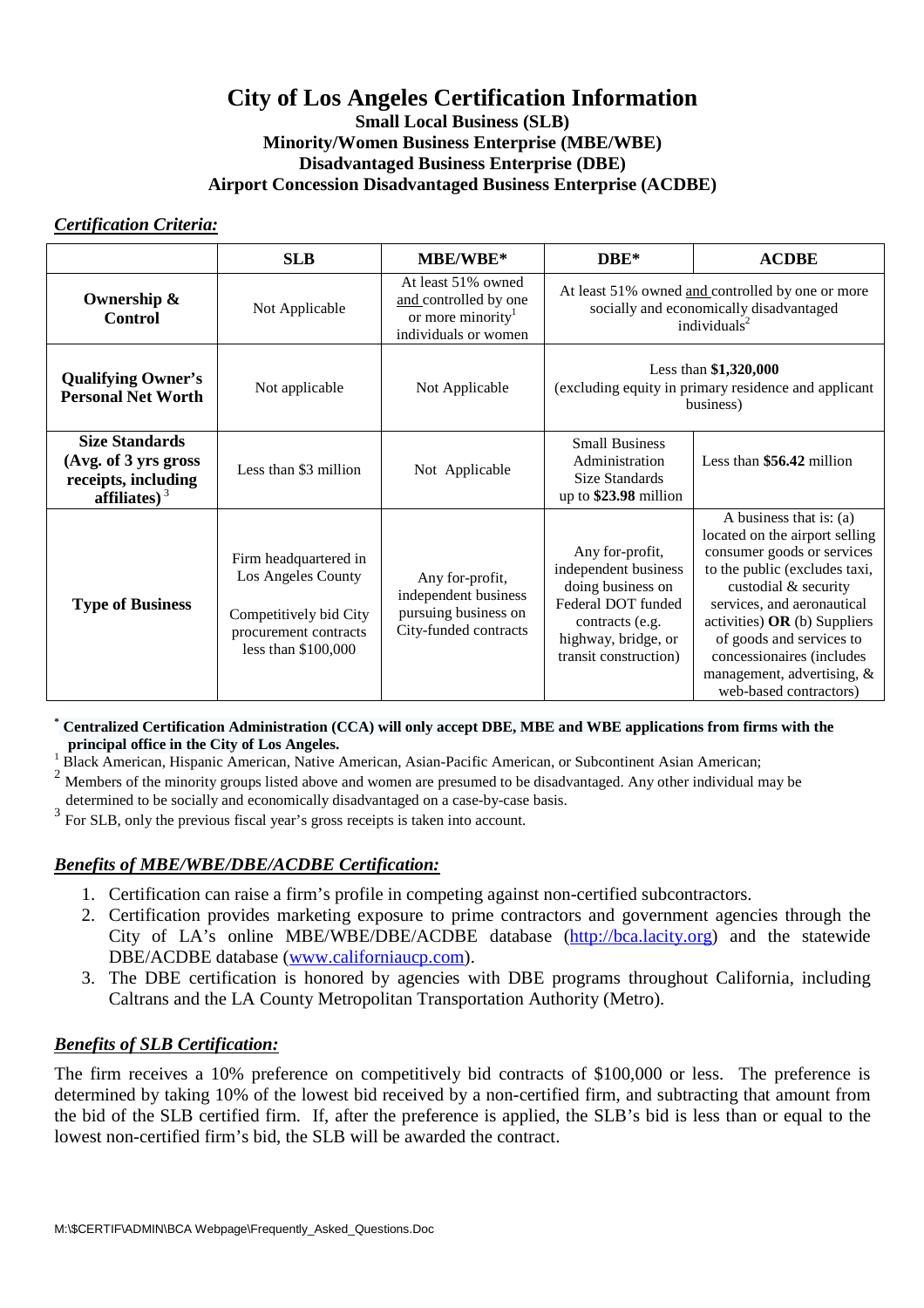# City of Los Angeles Certification Information

**Small Local Business (SLB)**
**Minority/Women Business Enterprise (MBE/WBE)**
**Disadvantaged Business Enterprise (DBE)**
**Airport Concession Disadvantaged Business Enterprise (ACDBE)**

***Certification Criteria:***

| | SLB | MBE/WBE* | DBE* | ACDBE |
|---|---|---|---|---|
| **Ownership & Control** | Not Applicable | At least 51% owned and controlled by one or more minority[1] individuals or women | At least 51% owned and controlled by one or more socially and economically disadvantaged individuals[2] | |
| **Qualifying Owner's Personal Net Worth** | Not applicable | Not Applicable | Less than **$1,320,000** (excluding equity in primary residence and applicant business) | |
| **Size Standards (Avg. of 3 yrs gross receipts, including affiliates)** [3] | Less than $3 million | Not Applicable | Small Business Administration Size Standards up to **$23.98** million | Less than **$56.42** million |
| **Type of Business** | Firm headquartered in Los Angeles County<br><br>Competitively bid City procurement contracts less than $100,000 | Any for-profit, independent business pursuing business on City-funded contracts | Any for-profit, independent business doing business on Federal DOT funded contracts (e.g. highway, bridge, or transit construction) | A business that is: (a) located on the airport selling consumer goods or services to the public (excludes taxi, custodial & security services, and aeronautical activities) **OR** (b) Suppliers of goods and services to concessionaires (includes management, advertising, & web-based contractors) |

\* **Centralized Certification Administration (CCA) will only accept DBE, MBE and WBE applications from firms with the principal office in the City of Los Angeles.**

[1] Black American, Hispanic American, Native American, Asian-Pacific American, or Subcontinent Asian American;

[2] Members of the minority groups listed above and women are presumed to be disadvantaged. Any other individual may be determined to be socially and economically disadvantaged on a case-by-case basis.

[3] For SLB, only the previous fiscal year's gross receipts is taken into account.

***Benefits of MBE/WBE/DBE/ACDBE Certification:***

1. Certification can raise a firm's profile in competing against non-certified subcontractors.
2. Certification provides marketing exposure to prime contractors and government agencies through the City of LA's online MBE/WBE/DBE/ACDBE database (http://bca.lacity.org) and the statewide DBE/ACDBE database (www.californiaucp.com).
3. The DBE certification is honored by agencies with DBE programs throughout California, including Caltrans and the LA County Metropolitan Transportation Authority (Metro).

***Benefits of SLB Certification:***

The firm receives a 10% preference on competitively bid contracts of $100,000 or less. The preference is determined by taking 10% of the lowest bid received by a non-certified firm, and subtracting that amount from the bid of the SLB certified firm. If, after the preference is applied, the SLB's bid is less than or equal to the lowest non-certified firm's bid, the SLB will be awarded the contract.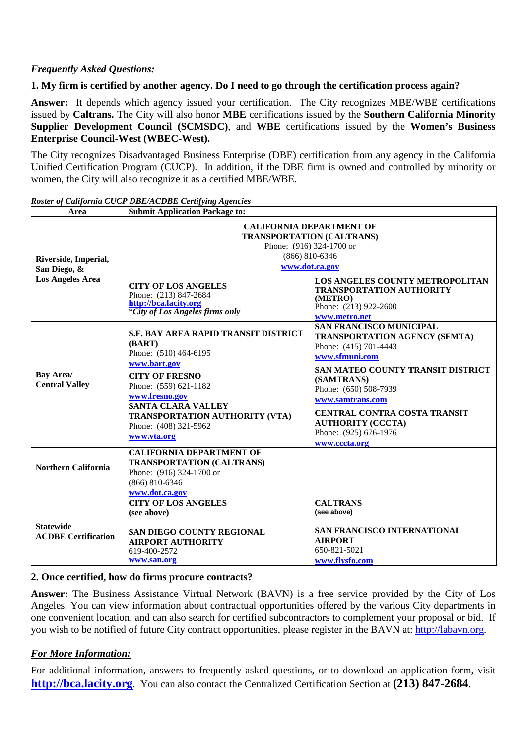*Frequently Asked Questions:*

**1. My firm is certified by another agency. Do I need to go through the certification process again?**

**Answer:** It depends which agency issued your certification. The City recognizes MBE/WBE certifications issued by **Caltrans.** The City will also honor **MBE** certifications issued by the **Southern California Minority Supplier Development Council (SCMSDC)**, and **WBE** certifications issued by the **Women's Business Enterprise Council-West (WBEC-West).**

The City recognizes Disadvantaged Business Enterprise (DBE) certification from any agency in the California Unified Certification Program (CUCP). In addition, if the DBE firm is owned and controlled by minority or women, the City will also recognize it as a certified MBE/WBE.

***Roster of California CUCP DBE/ACDBE Certifying Agencies***

| Area | Submit Application Package to: | |
|---|---|---|
| **Riverside, Imperial, San Diego, & Los Angeles Area** | **CALIFORNIA DEPARTMENT OF TRANSPORTATION (CALTRANS)** Phone: (916) 324-1700 or (866) 810-6346 www.dot.ca.gov | |
| | **CITY OF LOS ANGELES** Phone: (213) 847-2684 http://bca.lacity.org *\*City of Los Angeles firms only* | **LOS ANGELES COUNTY METROPOLITAN TRANSPORTATION AUTHORITY (METRO)** Phone: (213) 922-2600 www.metro.net |
| **Bay Area/ Central Valley** | **S.F. BAY AREA RAPID TRANSIT DISTRICT (BART)** Phone: (510) 464-6195 www.bart.gov<br>**CITY OF FRESNO** Phone: (559) 621-1182 www.fresno.gov<br>**SANTA CLARA VALLEY TRANSPORTATION AUTHORITY (VTA)** Phone: (408) 321-5962 www.vta.org | **SAN FRANCISCO MUNICIPAL TRANSPORTATION AGENCY (SFMTA)** Phone: (415) 701-4443 www.sfmuni.com<br>**SAN MATEO COUNTY TRANSIT DISTRICT (SAMTRANS)** Phone: (650) 508-7939 www.samtrans.com<br>**CENTRAL CONTRA COSTA TRANSIT AUTHORITY (CCCTA)** Phone: (925) 676-1976 www.cccta.org |
| **Northern California** | **CALIFORNIA DEPARTMENT OF TRANSPORTATION (CALTRANS)** Phone: (916) 324-1700 or (866) 810-6346 www.dot.ca.gov | |
| **Statewide ACDBE Certification** | **CITY OF LOS ANGELES (see above)**<br>**SAN DIEGO COUNTY REGIONAL AIRPORT AUTHORITY** 619-400-2572 www.san.org | **CALTRANS (see above)**<br>**SAN FRANCISCO INTERNATIONAL AIRPORT** 650-821-5021 www.flysfo.com |

**2. Once certified, how do firms procure contracts?**

**Answer:** The Business Assistance Virtual Network (BAVN) is a free service provided by the City of Los Angeles. You can view information about contractual opportunities offered by the various City departments in one convenient location, and can also search for certified subcontractors to complement your proposal or bid. If you wish to be notified of future City contract opportunities, please register in the BAVN at: http://labavn.org.

*For More Information:*

For additional information, answers to frequently asked questions, or to download an application form, visit **http://bca.lacity.org**. You can also contact the Centralized Certification Section at **(213) 847-2684**.